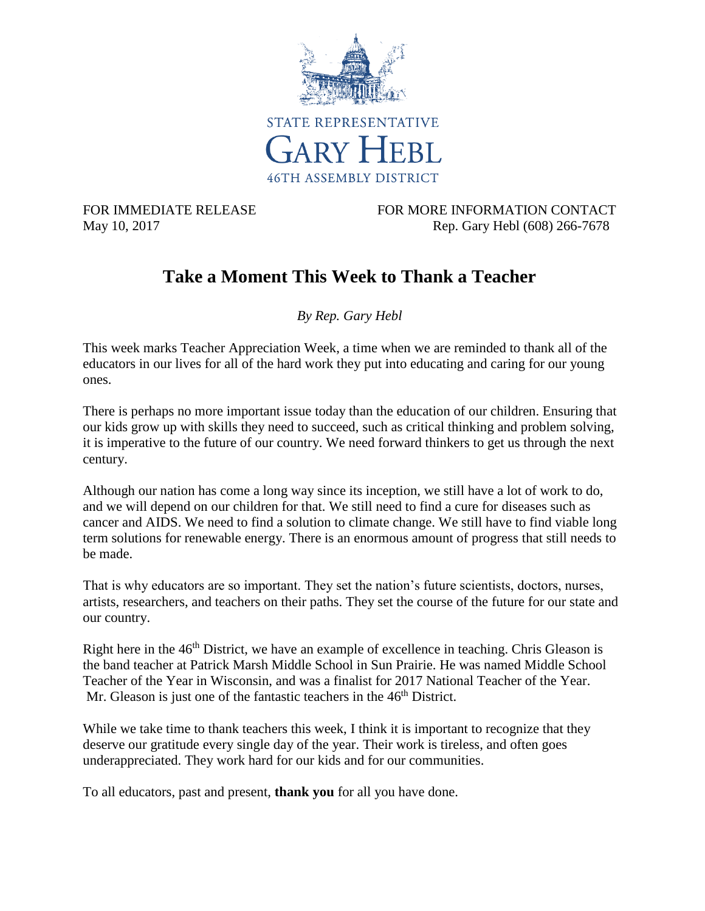STATE REPRESENTATIVE
GARY HEBL
46TH ASSEMBLY DISTRICT

FOR IMMEDIATE RELEASE
May 10, 2017

FOR MORE INFORMATION CONTACT
Rep. Gary Hebl (608) 266-7678

# Take a Moment This Week to Thank a Teacher

*By Rep. Gary Hebl*

This week marks Teacher Appreciation Week, a time when we are reminded to thank all of the educators in our lives for all of the hard work they put into educating and caring for our young ones.

There is perhaps no more important issue today than the education of our children. Ensuring that our kids grow up with skills they need to succeed, such as critical thinking and problem solving, it is imperative to the future of our country. We need forward thinkers to get us through the next century.

Although our nation has come a long way since its inception, we still have a lot of work to do, and we will depend on our children for that. We still need to find a cure for diseases such as cancer and AIDS. We need to find a solution to climate change. We still have to find viable long term solutions for renewable energy. There is an enormous amount of progress that still needs to be made.

That is why educators are so important. They set the nation's future scientists, doctors, nurses, artists, researchers, and teachers on their paths. They set the course of the future for our state and our country.

Right here in the 46th District, we have an example of excellence in teaching. Chris Gleason is the band teacher at Patrick Marsh Middle School in Sun Prairie. He was named Middle School Teacher of the Year in Wisconsin, and was a finalist for 2017 National Teacher of the Year. Mr. Gleason is just one of the fantastic teachers in the 46th District.

While we take time to thank teachers this week, I think it is important to recognize that they deserve our gratitude every single day of the year. Their work is tireless, and often goes underappreciated. They work hard for our kids and for our communities.

To all educators, past and present, **thank you** for all you have done.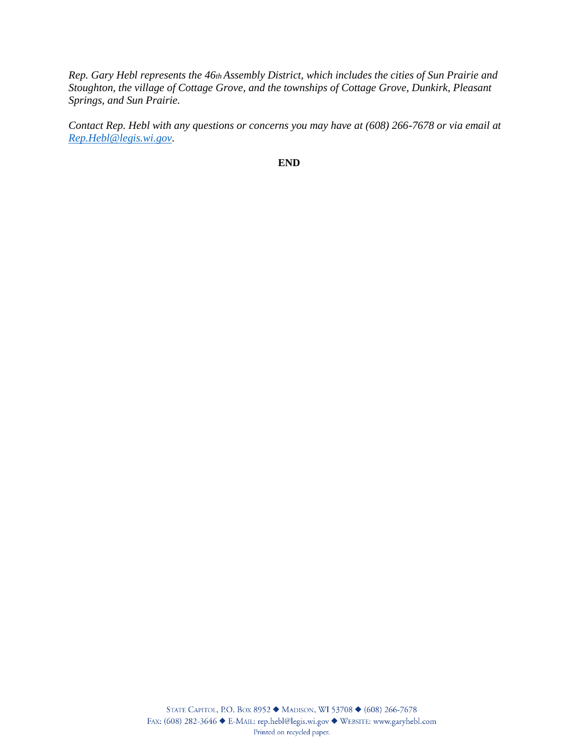*Rep. Gary Hebl represents the 46th Assembly District, which includes the cities of Sun Prairie and Stoughton, the village of Cottage Grove, and the townships of Cottage Grove, Dunkirk, Pleasant Springs, and Sun Prairie.*

*Contact Rep. Hebl with any questions or concerns you may have at (608) 266-7678 or via email at [Rep.Hebl@legis.wi.gov](mailto:Rep.Hebl@legis.wi.gov).*

**END**

STATE CAPITOL, P.O. BOX 8952 ◆ MADISON, WI 53708 ◆ (608) 266-7678
FAX: (608) 282-3646 ◆ E-MAIL: rep.hebl@legis.wi.gov ◆ WEBSITE: www.garyhebl.com
Printed on recycled paper.